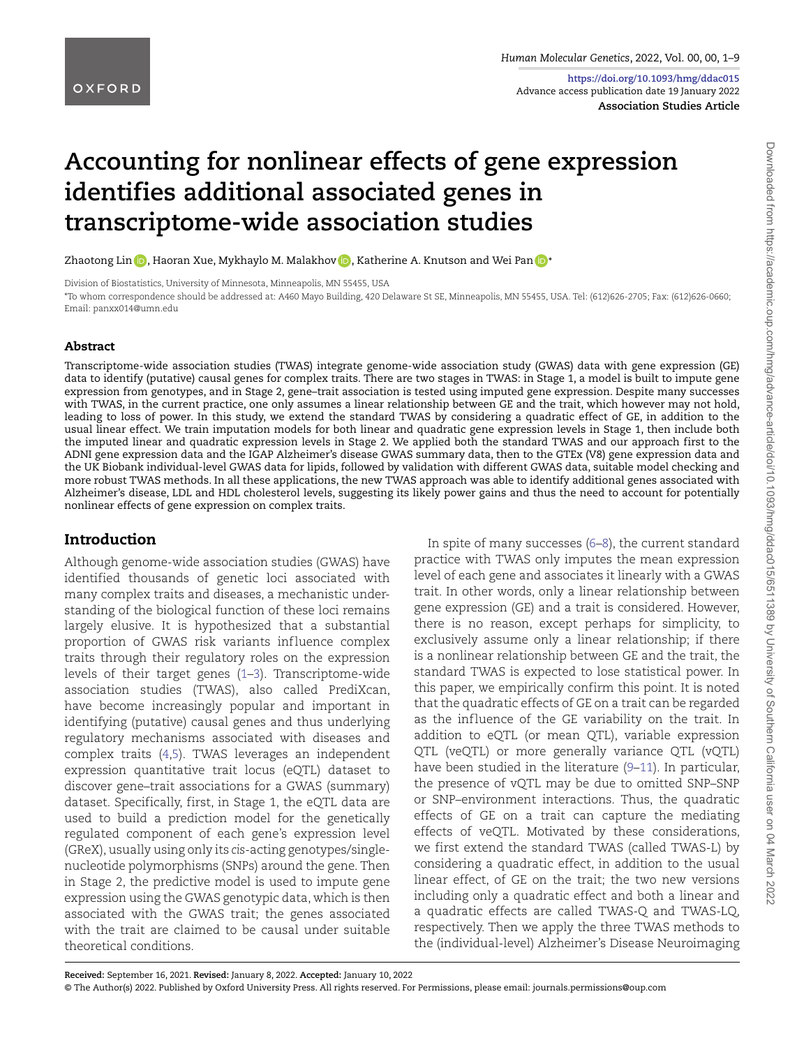# Accounting for nonlinear effects of gene expression identifies additional associated genes in transcriptome-wide association studies

Zhaotong Lin, Haoran Xue, Mykhaylo M. Malakhov, Katherine A. Knutson and Wei Pan*

Division of Biostatistics, University of Minnesota, Minneapolis, MN 55455, USA

*To whom correspondence should be addressed at: A460 Mayo Building, 420 Delaware St SE, Minneapolis, MN 55455, USA. Tel: (612)626-2705; Fax: (612)626-0660; Email: panxx014@umn.edu

## Abstract

Transcriptome-wide association studies (TWAS) integrate genome-wide association study (GWAS) data with gene expression (GE) data to identify (putative) causal genes for complex traits. There are two stages in TWAS: in Stage 1, a model is built to impute gene expression from genotypes, and in Stage 2, gene–trait association is tested using imputed gene expression. Despite many successes with TWAS, in the current practice, one only assumes a linear relationship between GE and the trait, which however may not hold, leading to loss of power. In this study, we extend the standard TWAS by considering a quadratic effect of GE, in addition to the usual linear effect. We train imputation models for both linear and quadratic gene expression levels in Stage 1, then include both the imputed linear and quadratic expression levels in Stage 2. We applied both the standard TWAS and our approach first to the ADNI gene expression data and the IGAP Alzheimer's disease GWAS summary data, then to the GTEx (V8) gene expression data and the UK Biobank individual-level GWAS data for lipids, followed by validation with different GWAS data, suitable model checking and more robust TWAS methods. In all these applications, the new TWAS approach was able to identify additional genes associated with Alzheimer's disease, LDL and HDL cholesterol levels, suggesting its likely power gains and thus the need to account for potentially nonlinear effects of gene expression on complex traits.

## Introduction

Although genome-wide association studies (GWAS) have identified thousands of genetic loci associated with many complex traits and diseases, a mechanistic understanding of the biological function of these loci remains largely elusive. It is hypothesized that a substantial proportion of GWAS risk variants influence complex traits through their regulatory roles on the expression levels of their target genes (1–3). Transcriptome-wide association studies (TWAS), also called PrediXcan, have become increasingly popular and important in identifying (putative) causal genes and thus underlying regulatory mechanisms associated with diseases and complex traits (4,5). TWAS leverages an independent expression quantitative trait locus (eQTL) dataset to discover gene–trait associations for a GWAS (summary) dataset. Specifically, first, in Stage 1, the eQTL data are used to build a prediction model for the genetically regulated component of each gene's expression level (GReX), usually using only its *cis*-acting genotypes/single-nucleotide polymorphisms (SNPs) around the gene. Then in Stage 2, the predictive model is used to impute gene expression using the GWAS genotypic data, which is then associated with the GWAS trait; the genes associated with the trait are claimed to be causal under suitable theoretical conditions.

In spite of many successes (6–8), the current standard practice with TWAS only imputes the mean expression level of each gene and associates it linearly with a GWAS trait. In other words, only a linear relationship between gene expression (GE) and a trait is considered. However, there is no reason, except perhaps for simplicity, to exclusively assume only a linear relationship; if there is a nonlinear relationship between GE and the trait, the standard TWAS is expected to lose statistical power. In this paper, we empirically confirm this point. It is noted that the quadratic effects of GE on a trait can be regarded as the influence of the GE variability on the trait. In addition to eQTL (or mean QTL), variable expression QTL (veQTL) or more generally variance QTL (vQTL) have been studied in the literature (9–11). In particular, the presence of vQTL may be due to omitted SNP–SNP or SNP–environment interactions. Thus, the quadratic effects of GE on a trait can capture the mediating effects of veQTL. Motivated by these considerations, we first extend the standard TWAS (called TWAS-L) by considering a quadratic effect, in addition to the usual linear effect, of GE on the trait; the two new versions including only a quadratic effect and both a linear and a quadratic effects are called TWAS-Q and TWAS-LQ, respectively. Then we apply the three TWAS methods to the (individual-level) Alzheimer's Disease Neuroimaging

**Received:** September 16, 2021. **Revised:** January 8, 2022. **Accepted:** January 10, 2022

© The Author(s) 2022. Published by Oxford University Press. All rights reserved. For Permissions, please email: journals.permissions@oup.com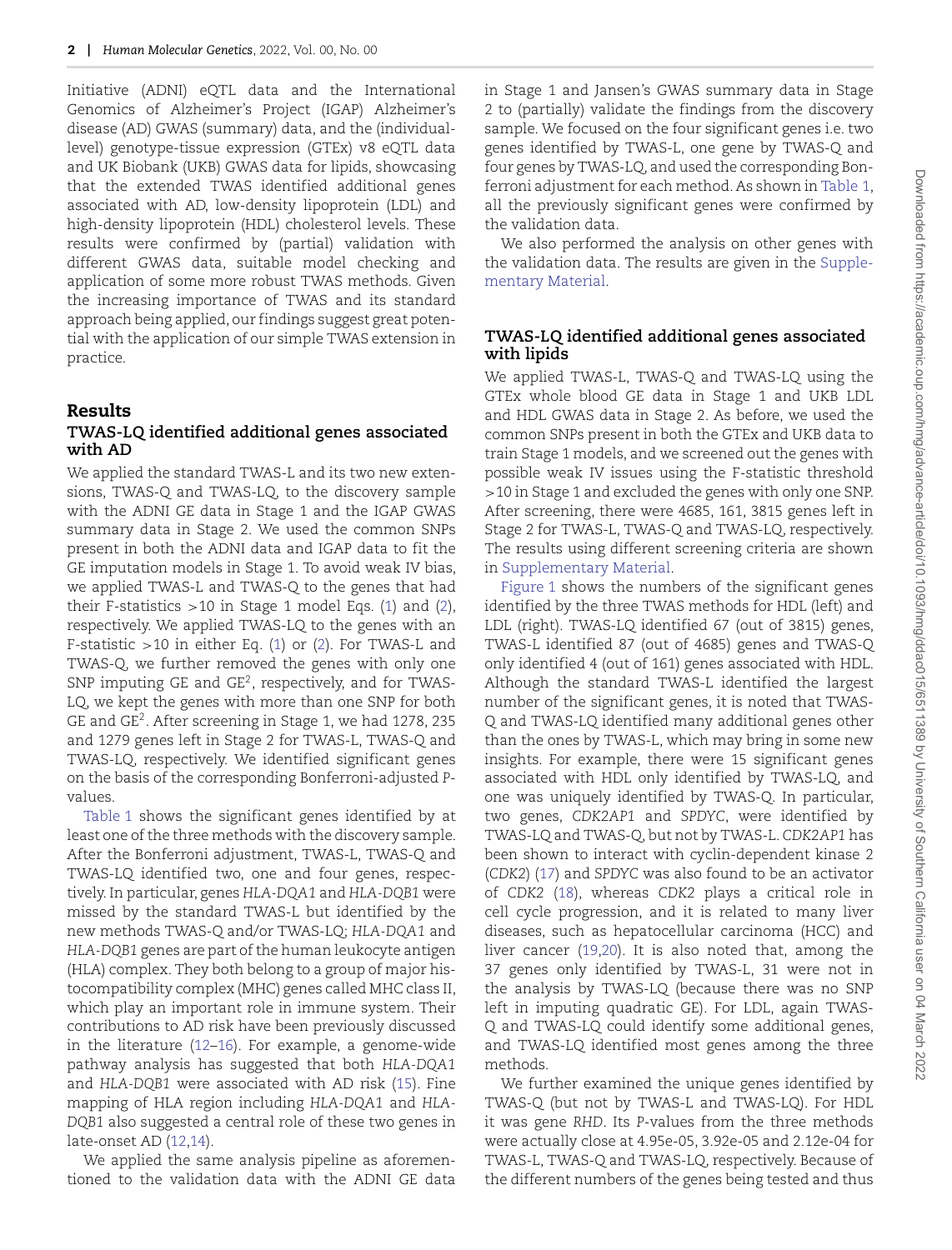Initiative (ADNI) eQTL data and the International Genomics of Alzheimer's Project (IGAP) Alzheimer's disease (AD) GWAS (summary) data, and the (individual-level) genotype-tissue expression (GTEx) v8 eQTL data and UK Biobank (UKB) GWAS data for lipids, showcasing that the extended TWAS identified additional genes associated with AD, low-density lipoprotein (LDL) and high-density lipoprotein (HDL) cholesterol levels. These results were confirmed by (partial) validation with different GWAS data, suitable model checking and application of some more robust TWAS methods. Given the increasing importance of TWAS and its standard approach being applied, our findings suggest great potential with the application of our simple TWAS extension in practice.

## Results

### TWAS-LQ identified additional genes associated with AD

We applied the standard TWAS-L and its two new extensions, TWAS-Q and TWAS-LQ, to the discovery sample with the ADNI GE data in Stage 1 and the IGAP GWAS summary data in Stage 2. We used the common SNPs present in both the ADNI data and IGAP data to fit the GE imputation models in Stage 1. To avoid weak IV bias, we applied TWAS-L and TWAS-Q to the genes that had their F-statistics >10 in Stage 1 model Eqs. (1) and (2), respectively. We applied TWAS-LQ to the genes with an F-statistic >10 in either Eq. (1) or (2). For TWAS-L and TWAS-Q, we further removed the genes with only one SNP imputing GE and GE$^2$, respectively, and for TWAS-LQ, we kept the genes with more than one SNP for both GE and GE$^2$. After screening in Stage 1, we had 1278, 235 and 1279 genes left in Stage 2 for TWAS-L, TWAS-Q and TWAS-LQ, respectively. We identified significant genes on the basis of the corresponding Bonferroni-adjusted *P*-values.

Table 1 shows the significant genes identified by at least one of the three methods with the discovery sample. After the Bonferroni adjustment, TWAS-L, TWAS-Q and TWAS-LQ identified two, one and four genes, respectively. In particular, genes *HLA-DQA1* and *HLA-DQB1* were missed by the standard TWAS-L but identified by the new methods TWAS-Q and/or TWAS-LQ; *HLA-DQA1* and *HLA-DQB1* genes are part of the human leukocyte antigen (HLA) complex. They both belong to a group of major histocompatibility complex (MHC) genes called MHC class II, which play an important role in immune system. Their contributions to AD risk have been previously discussed in the literature (12–16). For example, a genome-wide pathway analysis has suggested that both *HLA-DQA1* and *HLA-DQB1* were associated with AD risk (15). Fine mapping of HLA region including *HLA-DQA1* and *HLA-DQB1* also suggested a central role of these two genes in late-onset AD (12,14).

We applied the same analysis pipeline as aforementioned to the validation data with the ADNI GE data in Stage 1 and Jansen's GWAS summary data in Stage 2 to (partially) validate the findings from the discovery sample. We focused on the four significant genes i.e. two genes identified by TWAS-L, one gene by TWAS-Q and four genes by TWAS-LQ, and used the corresponding Bonferroni adjustment for each method. As shown in Table 1, all the previously significant genes were confirmed by the validation data.

We also performed the analysis on other genes with the validation data. The results are given in the Supplementary Material.

### TWAS-LQ identified additional genes associated with lipids

We applied TWAS-L, TWAS-Q and TWAS-LQ using the GTEx whole blood GE data in Stage 1 and UKB LDL and HDL GWAS data in Stage 2. As before, we used the common SNPs present in both the GTEx and UKB data to train Stage 1 models, and we screened out the genes with possible weak IV issues using the F-statistic threshold >10 in Stage 1 and excluded the genes with only one SNP. After screening, there were 4685, 161, 3815 genes left in Stage 2 for TWAS-L, TWAS-Q and TWAS-LQ, respectively. The results using different screening criteria are shown in Supplementary Material.

Figure 1 shows the numbers of the significant genes identified by the three TWAS methods for HDL (left) and LDL (right). TWAS-LQ identified 67 (out of 3815) genes, TWAS-L identified 87 (out of 4685) genes and TWAS-Q only identified 4 (out of 161) genes associated with HDL. Although the standard TWAS-L identified the largest number of the significant genes, it is noted that TWAS-Q and TWAS-LQ identified many additional genes other than the ones by TWAS-L, which may bring in some new insights. For example, there were 15 significant genes associated with HDL only identified by TWAS-LQ, and one was uniquely identified by TWAS-Q. In particular, two genes, *CDK2AP1* and *SPDYC*, were identified by TWAS-LQ and TWAS-Q, but not by TWAS-L. *CDK2AP1* has been shown to interact with cyclin-dependent kinase 2 (*CDK2*) (17) and *SPDYC* was also found to be an activator of *CDK2* (18), whereas *CDK2* plays a critical role in cell cycle progression, and it is related to many liver diseases, such as hepatocellular carcinoma (HCC) and liver cancer (19,20). It is also noted that, among the 37 genes only identified by TWAS-L, 31 were not in the analysis by TWAS-LQ (because there was no SNP left in imputing quadratic GE). For LDL, again TWAS-Q and TWAS-LQ could identify some additional genes, and TWAS-LQ identified most genes among the three methods.

We further examined the unique genes identified by TWAS-Q (but not by TWAS-L and TWAS-LQ). For HDL it was gene *RHD*. Its *P*-values from the three methods were actually close at 4.95e-05, 3.92e-05 and 2.12e-04 for TWAS-L, TWAS-Q and TWAS-LQ, respectively. Because of the different numbers of the genes being tested and thus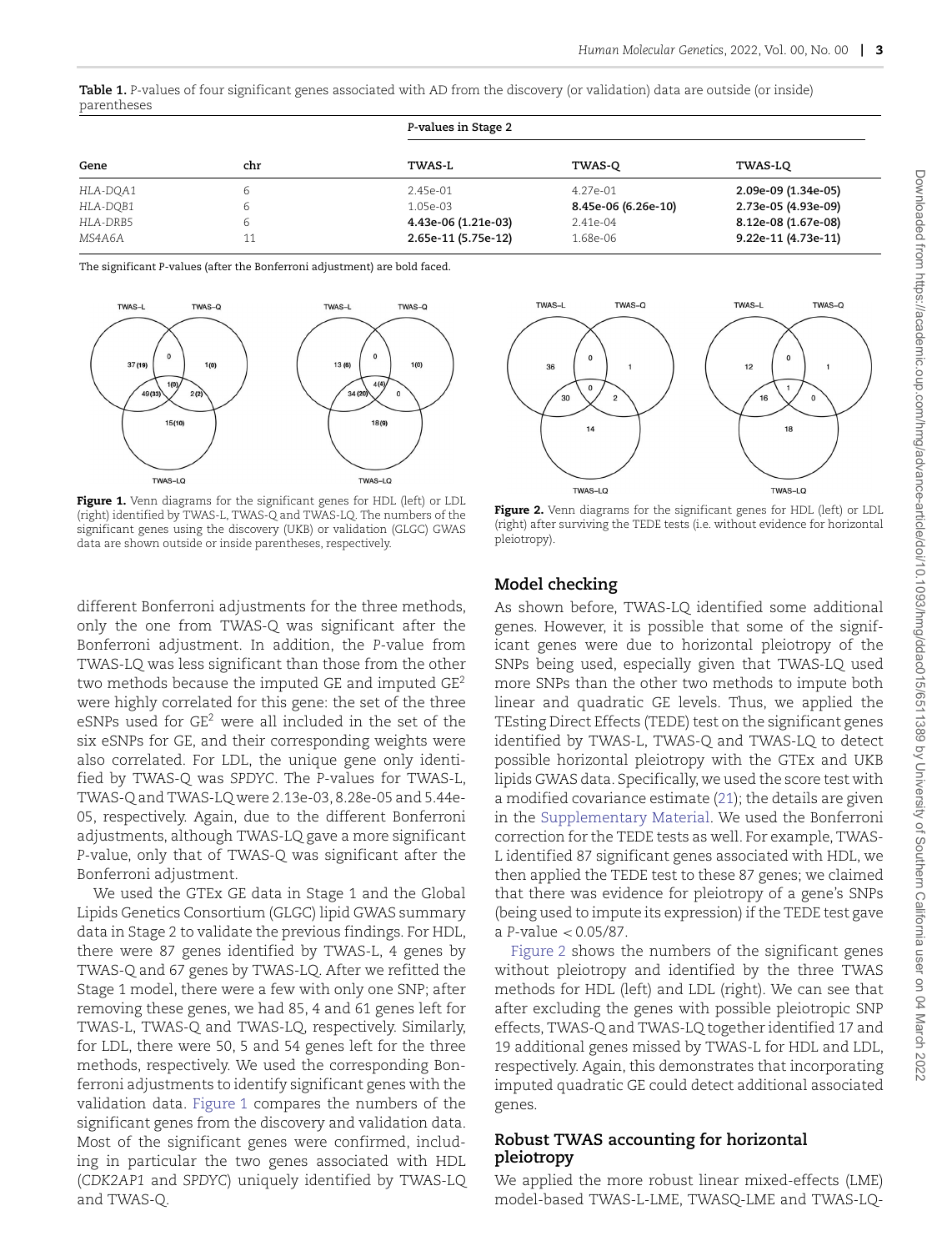**Table 1.** P-values of four significant genes associated with AD from the discovery (or validation) data are outside (or inside) parentheses

| Gene | chr | P-values in Stage 2 | | |
|---|---|---|---|---|
| | | TWAS-L | TWAS-Q | TWAS-LQ |
| *HLA-DQA1* | 6 | 2.45e-01 | 4.27e-01 | **2.09e-09 (1.34e-05)** |
| *HLA-DQB1* | 6 | 1.05e-03 | **8.45e-06 (6.26e-10)** | **2.73e-05 (4.93e-09)** |
| *HLA-DRB5* | 6 | **4.43e-06 (1.21e-03)** | 2.41e-04 | **8.12e-08 (1.67e-08)** |
| *MS4A6A* | 11 | **2.65e-11 (5.75e-12)** | 1.68e-06 | **9.22e-11 (4.73e-11)** |

The significant P-values (after the Bonferroni adjustment) are bold faced.

**Figure 1.** Venn diagrams for the significant genes for HDL (left) or LDL (right) identified by TWAS-L, TWAS-Q and TWAS-LQ. The numbers of the significant genes using the discovery (UKB) or validation (GLGC) GWAS data are shown outside or inside parentheses, respectively.

**Figure 2.** Venn diagrams for the significant genes for HDL (left) or LDL (right) after surviving the TEDE tests (i.e. without evidence for horizontal pleiotropy).

different Bonferroni adjustments for the three methods, only the one from TWAS-Q was significant after the Bonferroni adjustment. In addition, the P-value from TWAS-LQ was less significant than those from the other two methods because the imputed GE and imputed GE$^2$ were highly correlated for this gene: the set of the three eSNPs used for GE$^2$ were all included in the set of the six eSNPs for GE, and their corresponding weights were also correlated. For LDL, the unique gene only identified by TWAS-Q was *SPDYC*. The P-values for TWAS-L, TWAS-Q and TWAS-LQ were 2.13e-03, 8.28e-05 and 5.44e-05, respectively. Again, due to the different Bonferroni adjustments, although TWAS-LQ gave a more significant P-value, only that of TWAS-Q was significant after the Bonferroni adjustment.

We used the GTEx GE data in Stage 1 and the Global Lipids Genetics Consortium (GLGC) lipid GWAS summary data in Stage 2 to validate the previous findings. For HDL, there were 87 genes identified by TWAS-L, 4 genes by TWAS-Q and 67 genes by TWAS-LQ. After we refitted the Stage 1 model, there were a few with only one SNP; after removing these genes, we had 85, 4 and 61 genes left for TWAS-L, TWAS-Q and TWAS-LQ, respectively. Similarly, for LDL, there were 50, 5 and 54 genes left for the three methods, respectively. We used the corresponding Bonferroni adjustments to identify significant genes with the validation data. Figure 1 compares the numbers of the significant genes from the discovery and validation data. Most of the significant genes were confirmed, including in particular the two genes associated with HDL (*CDK2AP1* and *SPDYC*) uniquely identified by TWAS-LQ and TWAS-Q.

## Model checking

As shown before, TWAS-LQ identified some additional genes. However, it is possible that some of the significant genes were due to horizontal pleiotropy of the SNPs being used, especially given that TWAS-LQ used more SNPs than the other two methods to impute both linear and quadratic GE levels. Thus, we applied the TEsting Direct Effects (TEDE) test on the significant genes identified by TWAS-L, TWAS-Q and TWAS-LQ to detect possible horizontal pleiotropy with the GTEx and UKB lipids GWAS data. Specifically, we used the score test with a modified covariance estimate (21); the details are given in the Supplementary Material. We used the Bonferroni correction for the TEDE tests as well. For example, TWAS-L identified 87 significant genes associated with HDL, we then applied the TEDE test to these 87 genes; we claimed that there was evidence for pleiotropy of a gene's SNPs (being used to impute its expression) if the TEDE test gave a P-value $< 0.05/87$.

Figure 2 shows the numbers of the significant genes without pleiotropy and identified by the three TWAS methods for HDL (left) and LDL (right). We can see that after excluding the genes with possible pleiotropic SNP effects, TWAS-Q and TWAS-LQ together identified 17 and 19 additional genes missed by TWAS-L for HDL and LDL, respectively. Again, this demonstrates that incorporating imputed quadratic GE could detect additional associated genes.

## Robust TWAS accounting for horizontal pleiotropy

We applied the more robust linear mixed-effects (LME) model-based TWAS-L-LME, TWASQ-LME and TWAS-LQ-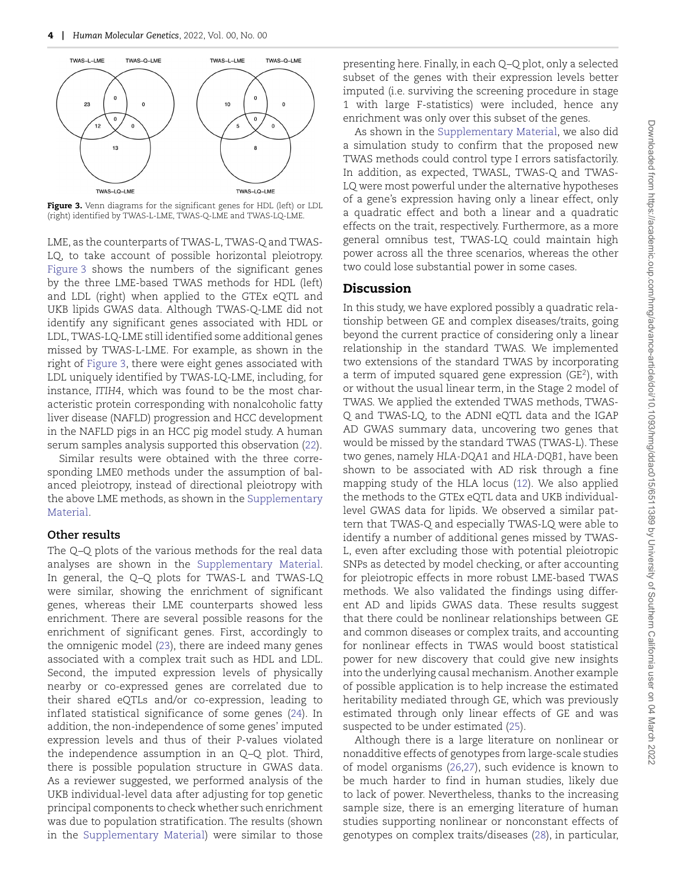Figure 3. Venn diagrams for the significant genes for HDL (left) or LDL (right) identified by TWAS-L-LME, TWAS-Q-LME and TWAS-LQ-LME.

LME, as the counterparts of TWAS-L, TWAS-Q and TWAS-LQ, to take account of possible horizontal pleiotropy. Figure 3 shows the numbers of the significant genes by the three LME-based TWAS methods for HDL (left) and LDL (right) when applied to the GTEx eQTL and UKB lipids GWAS data. Although TWAS-Q-LME did not identify any significant genes associated with HDL or LDL, TWAS-LQ-LME still identified some additional genes missed by TWAS-L-LME. For example, as shown in the right of Figure 3, there were eight genes associated with LDL uniquely identified by TWAS-LQ-LME, including, for instance, *ITIH4*, which was found to be the most characteristic protein corresponding with nonalcoholic fatty liver disease (NAFLD) progression and HCC development in the NAFLD pigs in an HCC pig model study. A human serum samples analysis supported this observation (22).

Similar results were obtained with the three corresponding LME0 methods under the assumption of balanced pleiotropy, instead of directional pleiotropy with the above LME methods, as shown in the Supplementary Material.

### Other results

The Q–Q plots of the various methods for the real data analyses are shown in the Supplementary Material. In general, the Q–Q plots for TWAS-L and TWAS-LQ were similar, showing the enrichment of significant genes, whereas their LME counterparts showed less enrichment. There are several possible reasons for the enrichment of significant genes. First, accordingly to the omnigenic model (23), there are indeed many genes associated with a complex trait such as HDL and LDL. Second, the imputed expression levels of physically nearby or co-expressed genes are correlated due to their shared eQTLs and/or co-expression, leading to inflated statistical significance of some genes (24). In addition, the non-independence of some genes' imputed expression levels and thus of their *P*-values violated the independence assumption in an Q–Q plot. Third, there is possible population structure in GWAS data. As a reviewer suggested, we performed analysis of the UKB individual-level data after adjusting for top genetic principal components to check whether such enrichment was due to population stratification. The results (shown in the Supplementary Material) were similar to those presenting here. Finally, in each Q–Q plot, only a selected subset of the genes with their expression levels better imputed (i.e. surviving the screening procedure in stage 1 with large F-statistics) were included, hence any enrichment was only over this subset of the genes.

As shown in the Supplementary Material, we also did a simulation study to confirm that the proposed new TWAS methods could control type I errors satisfactorily. In addition, as expected, TWASL, TWAS-Q and TWAS-LQ were most powerful under the alternative hypotheses of a gene's expression having only a linear effect, only a quadratic effect and both a linear and a quadratic effects on the trait, respectively. Furthermore, as a more general omnibus test, TWAS-LQ could maintain high power across all the three scenarios, whereas the other two could lose substantial power in some cases.

## Discussion

In this study, we have explored possibly a quadratic relationship between GE and complex diseases/traits, going beyond the current practice of considering only a linear relationship in the standard TWAS. We implemented two extensions of the standard TWAS by incorporating a term of imputed squared gene expression ($GE^2$), with or without the usual linear term, in the Stage 2 model of TWAS. We applied the extended TWAS methods, TWAS-Q and TWAS-LQ, to the ADNI eQTL data and the IGAP AD GWAS summary data, uncovering two genes that would be missed by the standard TWAS (TWAS-L). These two genes, namely *HLA-DQA1* and *HLA-DQB1*, have been shown to be associated with AD risk through a fine mapping study of the HLA locus (12). We also applied the methods to the GTEx eQTL data and UKB individual-level GWAS data for lipids. We observed a similar pattern that TWAS-Q and especially TWAS-LQ were able to identify a number of additional genes missed by TWAS-L, even after excluding those with potential pleiotropic SNPs as detected by model checking, or after accounting for pleiotropic effects in more robust LME-based TWAS methods. We also validated the findings using different AD and lipids GWAS data. These results suggest that there could be nonlinear relationships between GE and common diseases or complex traits, and accounting for nonlinear effects in TWAS would boost statistical power for new discovery that could give new insights into the underlying causal mechanism. Another example of possible application is to help increase the estimated heritability mediated through GE, which was previously estimated through only linear effects of GE and was suspected to be under estimated (25).

Although there is a large literature on nonlinear or nonadditive effects of genotypes from large-scale studies of model organisms (26,27), such evidence is known to be much harder to find in human studies, likely due to lack of power. Nevertheless, thanks to the increasing sample size, there is an emerging literature of human studies supporting nonlinear or nonconstant effects of genotypes on complex traits/diseases (28), in particular,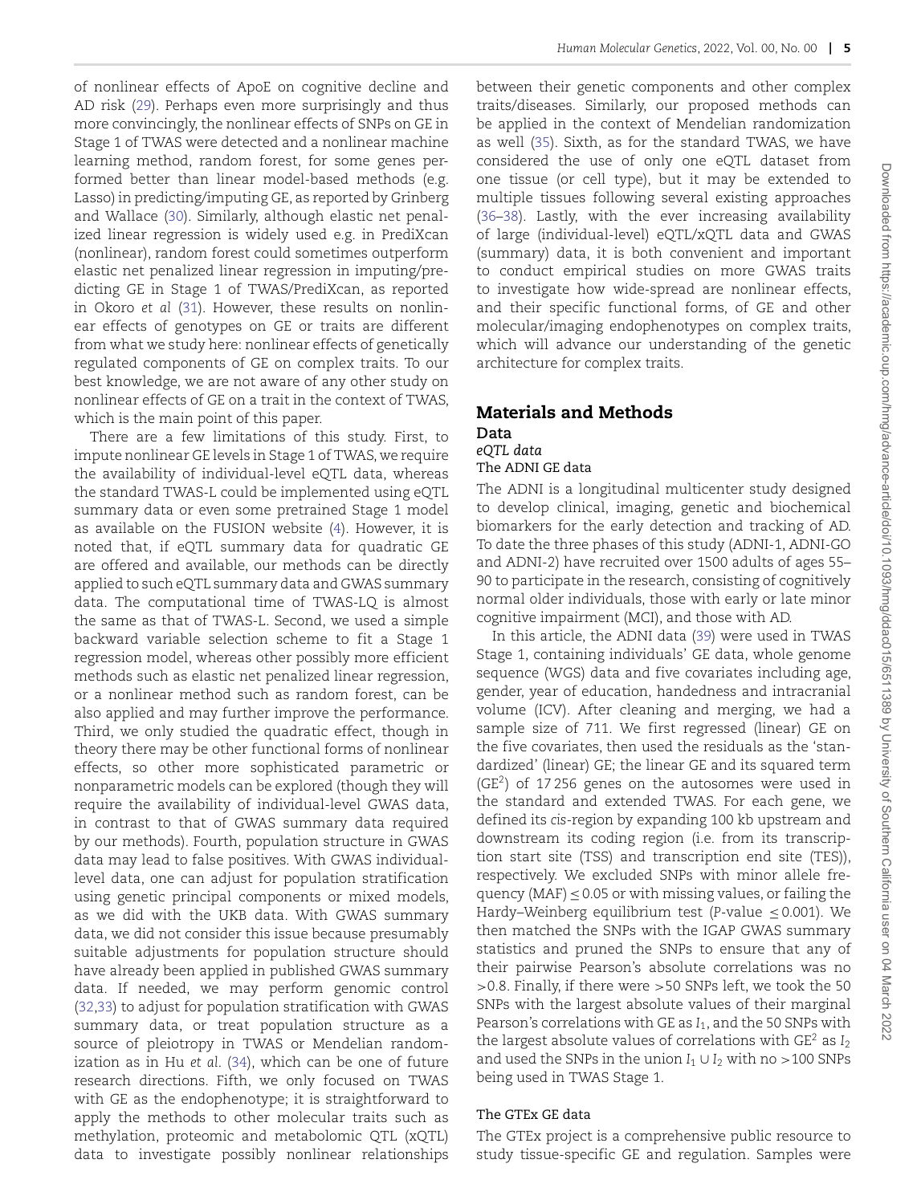of nonlinear effects of ApoE on cognitive decline and AD risk (29). Perhaps even more surprisingly and thus more convincingly, the nonlinear effects of SNPs on GE in Stage 1 of TWAS were detected and a nonlinear machine learning method, random forest, for some genes performed better than linear model-based methods (e.g. Lasso) in predicting/imputing GE, as reported by Grinberg and Wallace (30). Similarly, although elastic net penalized linear regression is widely used e.g. in PrediXcan (nonlinear), random forest could sometimes outperform elastic net penalized linear regression in imputing/predicting GE in Stage 1 of TWAS/PrediXcan, as reported in Okoro *et al* (31). However, these results on nonlinear effects of genotypes on GE or traits are different from what we study here: nonlinear effects of genetically regulated components of GE on complex traits. To our best knowledge, we are not aware of any other study on nonlinear effects of GE on a trait in the context of TWAS, which is the main point of this paper.

There are a few limitations of this study. First, to impute nonlinear GE levels in Stage 1 of TWAS, we require the availability of individual-level eQTL data, whereas the standard TWAS-L could be implemented using eQTL summary data or even some pretrained Stage 1 model as available on the FUSION website (4). However, it is noted that, if eQTL summary data for quadratic GE are offered and available, our methods can be directly applied to such eQTL summary data and GWAS summary data. The computational time of TWAS-LQ is almost the same as that of TWAS-L. Second, we used a simple backward variable selection scheme to fit a Stage 1 regression model, whereas other possibly more efficient methods such as elastic net penalized linear regression, or a nonlinear method such as random forest, can be also applied and may further improve the performance. Third, we only studied the quadratic effect, though in theory there may be other functional forms of nonlinear effects, so other more sophisticated parametric or nonparametric models can be explored (though they will require the availability of individual-level GWAS data, in contrast to that of GWAS summary data required by our methods). Fourth, population structure in GWAS data may lead to false positives. With GWAS individual-level data, one can adjust for population stratification using genetic principal components or mixed models, as we did with the UKB data. With GWAS summary data, we did not consider this issue because presumably suitable adjustments for population structure should have already been applied in published GWAS summary data. If needed, we may perform genomic control (32,33) to adjust for population stratification with GWAS summary data, or treat population structure as a source of pleiotropy in TWAS or Mendelian randomization as in Hu *et al*. (34), which can be one of future research directions. Fifth, we only focused on TWAS with GE as the endophenotype; it is straightforward to apply the methods to other molecular traits such as methylation, proteomic and metabolomic QTL (xQTL) data to investigate possibly nonlinear relationships between their genetic components and other complex traits/diseases. Similarly, our proposed methods can be applied in the context of Mendelian randomization as well (35). Sixth, as for the standard TWAS, we have considered the use of only one eQTL dataset from one tissue (or cell type), but it may be extended to multiple tissues following several existing approaches (36–38). Lastly, with the ever increasing availability of large (individual-level) eQTL/xQTL data and GWAS (summary) data, it is both convenient and important to conduct empirical studies on more GWAS traits to investigate how wide-spread are nonlinear effects, and their specific functional forms, of GE and other molecular/imaging endophenotypes on complex traits, which will advance our understanding of the genetic architecture for complex traits.

## Materials and Methods

### Data

#### *eQTL data*

#### The ADNI GE data

The ADNI is a longitudinal multicenter study designed to develop clinical, imaging, genetic and biochemical biomarkers for the early detection and tracking of AD. To date the three phases of this study (ADNI-1, ADNI-GO and ADNI-2) have recruited over 1500 adults of ages 55–90 to participate in the research, consisting of cognitively normal older individuals, those with early or late minor cognitive impairment (MCI), and those with AD.

In this article, the ADNI data (39) were used in TWAS Stage 1, containing individuals' GE data, whole genome sequence (WGS) data and five covariates including age, gender, year of education, handedness and intracranial volume (ICV). After cleaning and merging, we had a sample size of 711. We first regressed (linear) GE on the five covariates, then used the residuals as the 'standardized' (linear) GE; the linear GE and its squared term ($GE^2$) of 17 256 genes on the autosomes were used in the standard and extended TWAS. For each gene, we defined its *cis*-region by expanding 100 kb upstream and downstream its coding region (i.e. from its transcription start site (TSS) and transcription end site (TES)), respectively. We excluded SNPs with minor allele frequency (MAF) $\leq 0.05$ or with missing values, or failing the Hardy–Weinberg equilibrium test (*P*-value $\leq 0.001$). We then matched the SNPs with the IGAP GWAS summary statistics and pruned the SNPs to ensure that any of their pairwise Pearson's absolute correlations was no $>0.8$. Finally, if there were $>50$ SNPs left, we took the 50 SNPs with the largest absolute values of their marginal Pearson's correlations with GE as $I_1$, and the 50 SNPs with the largest absolute values of correlations with $GE^2$ as $I_2$ and used the SNPs in the union $I_1 \cup I_2$ with no $>100$ SNPs being used in TWAS Stage 1.

#### The GTEx GE data

The GTEx project is a comprehensive public resource to study tissue-specific GE and regulation. Samples were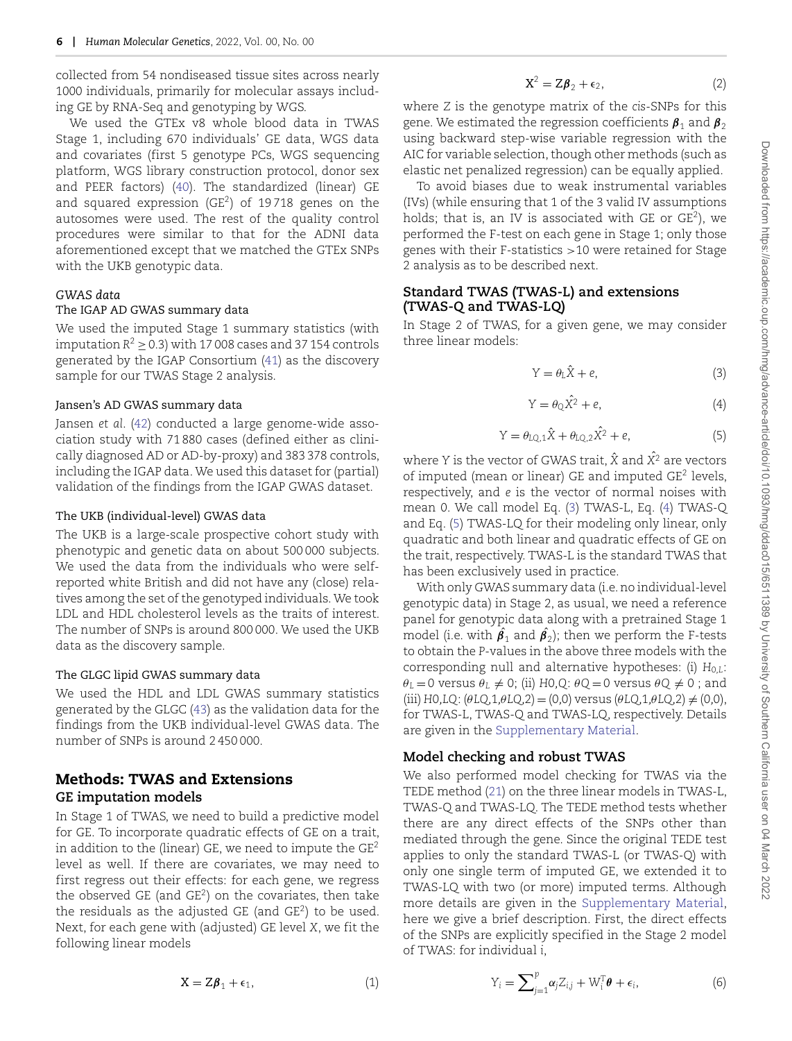collected from 54 nondiseased tissue sites across nearly 1000 individuals, primarily for molecular assays including GE by RNA-Seq and genotyping by WGS.

We used the GTEx v8 whole blood data in TWAS Stage 1, including 670 individuals' GE data, WGS data and covariates (first 5 genotype PCs, WGS sequencing platform, WGS library construction protocol, donor sex and PEER factors) (40). The standardized (linear) GE and squared expression ($GE^2$) of 19 718 genes on the autosomes were used. The rest of the quality control procedures were similar to that for the ADNI data aforementioned except that we matched the GTEx SNPs with the UKB genotypic data.

### *GWAS data*

#### The IGAP AD GWAS summary data

We used the imputed Stage 1 summary statistics (with imputation $R^2 \geq 0.3$) with 17 008 cases and 37 154 controls generated by the IGAP Consortium (41) as the discovery sample for our TWAS Stage 2 analysis.

#### Jansen's AD GWAS summary data

Jansen *et al*. (42) conducted a large genome-wide association study with 71 880 cases (defined either as clinically diagnosed AD or AD-by-proxy) and 383 378 controls, including the IGAP data. We used this dataset for (partial) validation of the findings from the IGAP GWAS dataset.

#### The UKB (individual-level) GWAS data

The UKB is a large-scale prospective cohort study with phenotypic and genetic data on about 500 000 subjects. We used the data from the individuals who were self-reported white British and did not have any (close) relatives among the set of the genotyped individuals. We took LDL and HDL cholesterol levels as the traits of interest. The number of SNPs is around 800 000. We used the UKB data as the discovery sample.

#### The GLGC lipid GWAS summary data

We used the HDL and LDL GWAS summary statistics generated by the GLGC (43) as the validation data for the findings from the UKB individual-level GWAS data. The number of SNPs is around 2 450 000.

## Methods: TWAS and Extensions

### GE imputation models

In Stage 1 of TWAS, we need to build a predictive model for GE. To incorporate quadratic effects of GE on a trait, in addition to the (linear) GE, we need to impute the $GE^2$ level as well. If there are covariates, we may need to first regress out their effects: for each gene, we regress the observed GE (and $GE^2$) on the covariates, then take the residuals as the adjusted GE (and $GE^2$) to be used. Next, for each gene with (adjusted) GE level $X$, we fit the following linear models

$$X = Z\boldsymbol{\beta}_1 + \epsilon_1, \tag{1}$$

$$X^2 = Z\boldsymbol{\beta}_2 + \epsilon_2, \tag{2}$$

where $Z$ is the genotype matrix of the *cis*-SNPs for this gene. We estimated the regression coefficients $\boldsymbol{\beta}_1$ and $\boldsymbol{\beta}_2$ using backward step-wise variable regression with the AIC for variable selection, though other methods (such as elastic net penalized regression) can be equally applied.

To avoid biases due to weak instrumental variables (IVs) (while ensuring that 1 of the 3 valid IV assumptions holds; that is, an IV is associated with GE or $GE^2$), we performed the F-test on each gene in Stage 1; only those genes with their F-statistics >10 were retained for Stage 2 analysis as to be described next.

### Standard TWAS (TWAS-L) and extensions (TWAS-Q and TWAS-LQ)

In Stage 2 of TWAS, for a given gene, we may consider three linear models:

$$Y = \theta_L \hat{X} + e, \tag{3}$$

$$Y = \theta_Q \hat{X^2} + e, \tag{4}$$

$$Y = \theta_{LQ,1} \hat{X} + \theta_{LQ,2} \hat{X^2} + e, \tag{5}$$

where $Y$ is the vector of GWAS trait, $\hat{X}$ and $\hat{X^2}$ are vectors of imputed (mean or linear) GE and imputed $GE^2$ levels, respectively, and $e$ is the vector of normal noises with mean 0. We call model Eq. (3) TWAS-L, Eq. (4) TWAS-Q and Eq. (5) TWAS-LQ for their modeling only linear, only quadratic and both linear and quadratic effects of GE on the trait, respectively. TWAS-L is the standard TWAS that has been exclusively used in practice.

With only GWAS summary data (i.e. no individual-level genotypic data) in Stage 2, as usual, we need a reference panel for genotypic data along with a pretrained Stage 1 model (i.e. with $\hat{\boldsymbol{\beta}}_1$ and $\hat{\boldsymbol{\beta}}_2$); then we perform the F-tests to obtain the *P*-values in the above three models with the corresponding null and alternative hypotheses: (i) $H_{0,L}$: $\theta_L = 0$ versus $\theta_L \neq 0$; (ii) $H0,Q$: $\theta Q = 0$ versus $\theta Q \neq 0$ ; and (iii) $H0,LQ$: $(\theta LQ,1,\theta LQ,2) = (0,0)$ versus $(\theta LQ,1,\theta LQ,2) \neq (0,0)$, for TWAS-L, TWAS-Q and TWAS-LQ, respectively. Details are given in the Supplementary Material.

### Model checking and robust TWAS

We also performed model checking for TWAS via the TEDE method (21) on the three linear models in TWAS-L, TWAS-Q and TWAS-LQ. The TEDE method tests whether there are any direct effects of the SNPs other than mediated through the gene. Since the original TEDE test applies to only the standard TWAS-L (or TWAS-Q) with only one single term of imputed GE, we extended it to TWAS-LQ with two (or more) imputed terms. Although more details are given in the Supplementary Material, here we give a brief description. First, the direct effects of the SNPs are explicitly specified in the Stage 2 model of TWAS: for individual $i$,

$$Y_i = \sum_{j=1}^{p} \alpha_j Z_{i,j} + W_i^T \boldsymbol{\theta} + \epsilon_i, \tag{6}$$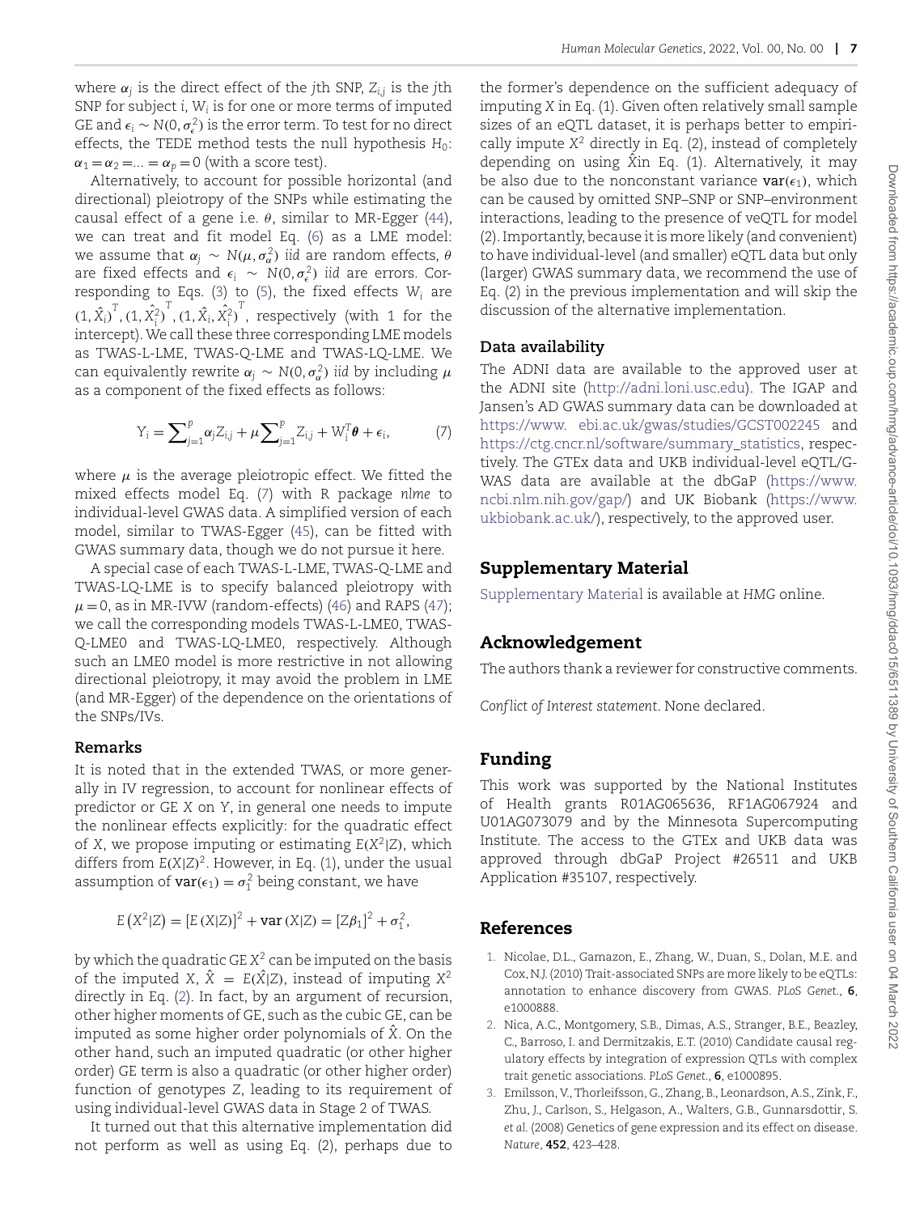where $\alpha_j$ is the direct effect of the $j$th SNP, $Z_{i,j}$ is the $j$th SNP for subject i, $W_i$ is for one or more terms of imputed GE and $\epsilon_i \sim N(0, \sigma_\epsilon^2)$ is the error term. To test for no direct effects, the TEDE method tests the null hypothesis $H_0$: $\alpha_1 = \alpha_2 = ... = \alpha_p = 0$ (with a score test).

Alternatively, to account for possible horizontal (and directional) pleiotropy of the SNPs while estimating the causal effect of a gene i.e. $\theta$, similar to MR-Egger (44), we can treat and fit model Eq. (6) as a LME model: we assume that $\alpha_j \sim N(\mu, \sigma_\alpha^2)$ *iid* are random effects, $\theta$ are fixed effects and $\epsilon_i \sim N(0, \sigma_\epsilon^2)$ *iid* are errors. Corresponding to Eqs. (3) to (5), the fixed effects $W_i$ are $(1, \hat{X}_i)^T, (1, \widehat{X_i^2})^T, (1, \hat{X}_i, \widehat{X_i^2})^T$, respectively (with 1 for the intercept). We call these three corresponding LME models as TWAS-L-LME, TWAS-Q-LME and TWAS-LQ-LME. We can equivalently rewrite $\alpha_j \sim N(0, \sigma_\alpha^2)$ *iid* by including $\mu$ as a component of the fixed effects as follows:

$$Y_i = \sum_{j=1}^{p} \alpha_j Z_{i,j} + \mu \sum_{j=1}^{p} Z_{i,j} + W_i^T \theta + \epsilon_i, \tag{7}$$

where $\mu$ is the average pleiotropic effect. We fitted the mixed effects model Eq. (7) with R package *nlme* to individual-level GWAS data. A simplified version of each model, similar to TWAS-Egger (45), can be fitted with GWAS summary data, though we do not pursue it here.

A special case of each TWAS-L-LME, TWAS-Q-LME and TWAS-LQ-LME is to specify balanced pleiotropy with $\mu = 0$, as in MR-IVW (random-effects) (46) and RAPS (47); we call the corresponding models TWAS-L-LME0, TWAS-Q-LME0 and TWAS-LQ-LME0, respectively. Although such an LME0 model is more restrictive in not allowing directional pleiotropy, it may avoid the problem in LME (and MR-Egger) of the dependence on the orientations of the SNPs/IVs.

### Remarks

It is noted that in the extended TWAS, or more generally in IV regression, to account for nonlinear effects of predictor or GE $X$ on $Y$, in general one needs to impute the nonlinear effects explicitly: for the quadratic effect of $X$, we propose imputing or estimating $E(X^2|Z)$, which differs from $E(X|Z)^2$. However, in Eq. (1), under the usual assumption of $\text{var}(\epsilon_1) = \sigma_1^2$ being constant, we have

$$E(X^2|Z) = [E(X|Z)]^2 + \text{var}(X|Z) = [Z\beta_1]^2 + \sigma_1^2,$$

by which the quadratic GE $X^2$ can be imputed on the basis of the imputed $X$, $\hat{X} = E(\hat{X}|Z)$, instead of imputing $X^2$ directly in Eq. (2). In fact, by an argument of recursion, other higher moments of GE, such as the cubic GE, can be imputed as some higher order polynomials of $\hat{X}$. On the other hand, such an imputed quadratic (or other higher order) GE term is also a quadratic (or other higher order) function of genotypes $Z$, leading to its requirement of using individual-level GWAS data in Stage 2 of TWAS.

It turned out that this alternative implementation did not perform as well as using Eq. (2), perhaps due to the former's dependence on the sufficient adequacy of imputing $X$ in Eq. (1). Given often relatively small sample sizes of an eQTL dataset, it is perhaps better to empirically impute $X^2$ directly in Eq. (2), instead of completely depending on using $\hat{X}$in Eq. (1). Alternatively, it may be also due to the nonconstant variance $\text{var}(\epsilon_1)$, which can be caused by omitted SNP–SNP or SNP–environment interactions, leading to the presence of veQTL for model (2). Importantly, because it is more likely (and convenient) to have individual-level (and smaller) eQTL data but only (larger) GWAS summary data, we recommend the use of Eq. (2) in the previous implementation and will skip the discussion of the alternative implementation.

### Data availability

The ADNI data are available to the approved user at the ADNI site (http://adni.loni.usc.edu). The IGAP and Jansen's AD GWAS summary data can be downloaded at https://www. ebi.ac.uk/gwas/studies/GCST002245 and https://ctg.cncr.nl/software/summary_statistics, respectively. The GTEx data and UKB individual-level eQTL/GWAS data are available at the dbGaP (https://www.ncbi.nlm.nih.gov/gap/) and UK Biobank (https://www.ukbiobank.ac.uk/), respectively, to the approved user.

## Supplementary Material

Supplementary Material is available at *HMG* online.

## Acknowledgement

The authors thank a reviewer for constructive comments.

*Conflict of Interest statement*. None declared.

## Funding

This work was supported by the National Institutes of Health grants R01AG065636, RF1AG067924 and U01AG073079 and by the Minnesota Supercomputing Institute. The access to the GTEx and UKB data was approved through dbGaP Project #26511 and UKB Application #35107, respectively.

## References

1. Nicolae, D.L., Gamazon, E., Zhang, W., Duan, S., Dolan, M.E. and Cox, N.J. (2010) Trait-associated SNPs are more likely to be eQTLs: annotation to enhance discovery from GWAS. *PLoS Genet.*, **6**, e1000888.
2. Nica, A.C., Montgomery, S.B., Dimas, A.S., Stranger, B.E., Beazley, C., Barroso, I. and Dermitzakis, E.T. (2010) Candidate causal regulatory effects by integration of expression QTLs with complex trait genetic associations. *PLoS Genet.*, **6**, e1000895.
3. Emilsson, V., Thorleifsson, G., Zhang, B., Leonardson, A.S., Zink, F., Zhu, J., Carlson, S., Helgason, A., Walters, G.B., Gunnarsdottir, S. *et al.* (2008) Genetics of gene expression and its effect on disease. *Nature*, **452**, 423–428.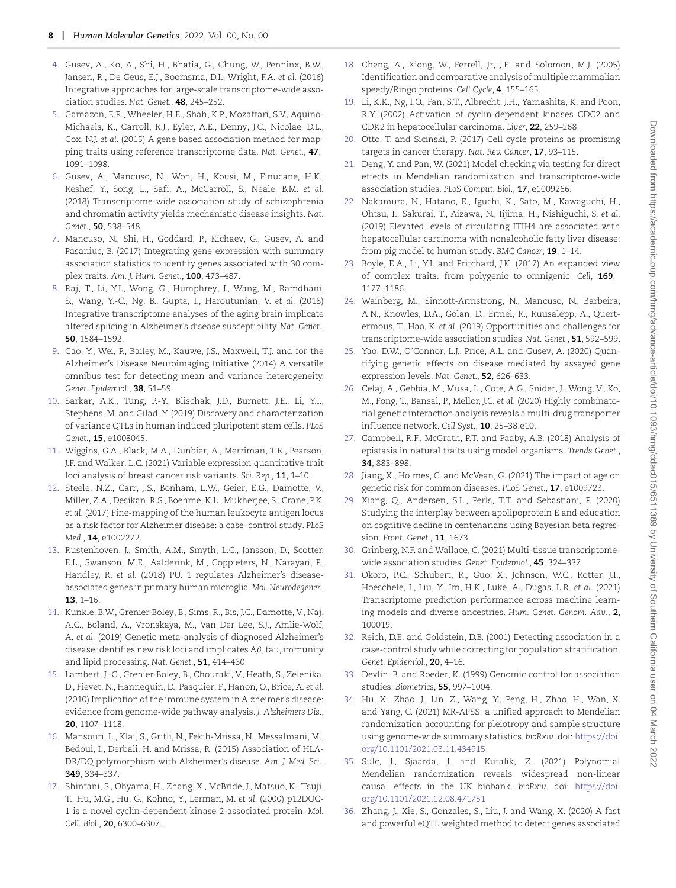4. Gusev, A., Ko, A., Shi, H., Bhatia, G., Chung, W., Penninx, B.W., Jansen, R., De Geus, E.J., Boomsma, D.I., Wright, F.A. *et al.* (2016) Integrative approaches for large-scale transcriptome-wide association studies. *Nat. Genet.*, **48**, 245–252.
5. Gamazon, E.R., Wheeler, H.E., Shah, K.P., Mozaffari, S.V., Aquino-Michaels, K., Carroll, R.J., Eyler, A.E., Denny, J.C., Nicolae, D.L., Cox, N.J. *et al.* (2015) A gene based association method for mapping traits using reference transcriptome data. *Nat. Genet.*, **47**, 1091–1098.
6. Gusev, A., Mancuso, N., Won, H., Kousi, M., Finucane, H.K., Reshef, Y., Song, L., Safi, A., McCarroll, S., Neale, B.M. *et al.* (2018) Transcriptome-wide association study of schizophrenia and chromatin activity yields mechanistic disease insights. *Nat. Genet.*, **50**, 538–548.
7. Mancuso, N., Shi, H., Goddard, P., Kichaev, G., Gusev, A. and Pasaniuc, B. (2017) Integrating gene expression with summary association statistics to identify genes associated with 30 complex traits. *Am. J. Hum. Genet.*, **100**, 473–487.
8. Raj, T., Li, Y.I., Wong, G., Humphrey, J., Wang, M., Ramdhani, S., Wang, Y.-C., Ng, B., Gupta, I., Haroutunian, V. *et al.* (2018) Integrative transcriptome analyses of the aging brain implicate altered splicing in Alzheimer's disease susceptibility. *Nat. Genet.*, **50**, 1584–1592.
9. Cao, Y., Wei, P., Bailey, M., Kauwe, J.S., Maxwell, T.J. and for the Alzheimer's Disease Neuroimaging Initiative (2014) A versatile omnibus test for detecting mean and variance heterogeneity. *Genet. Epidemiol.*, **38**, 51–59.
10. Sarkar, A.K., Tung, P.-Y., Blischak, J.D., Burnett, J.E., Li, Y.I., Stephens, M. and Gilad, Y. (2019) Discovery and characterization of variance QTLs in human induced pluripotent stem cells. *PLoS Genet.*, **15**, e1008045.
11. Wiggins, G.A., Black, M.A., Dunbier, A., Merriman, T.R., Pearson, J.F. and Walker, L.C. (2021) Variable expression quantitative trait loci analysis of breast cancer risk variants. *Sci. Rep.*, **11**, 1–10.
12. Steele, N.Z., Carr, J.S., Bonham, L.W., Geier, E.G., Damotte, V., Miller, Z.A., Desikan, R.S., Boehme, K.L., Mukherjee, S., Crane, P.K. *et al.* (2017) Fine-mapping of the human leukocyte antigen locus as a risk factor for Alzheimer disease: a case–control study. *PLoS Med.*, **14**, e1002272.
13. Rustenhoven, J., Smith, A.M., Smyth, L.C., Jansson, D., Scotter, E.L., Swanson, M.E., Aalderink, M., Coppieters, N., Narayan, P., Handley, R. *et al.* (2018) PU. 1 regulates Alzheimer's disease-associated genes in primary human microglia. *Mol. Neurodegener.*, **13**, 1–16.
14. Kunkle, B.W., Grenier-Boley, B., Sims, R., Bis, J.C., Damotte, V., Naj, A.C., Boland, A., Vronskaya, M., Van Der Lee, S.J., Amlie-Wolf, A. *et al.* (2019) Genetic meta-analysis of diagnosed Alzheimer's disease identifies new risk loci and implicates Aβ, tau, immunity and lipid processing. *Nat. Genet.*, **51**, 414–430.
15. Lambert, J.-C., Grenier-Boley, B., Chouraki, V., Heath, S., Zelenika, D., Fievet, N., Hannequin, D., Pasquier, F., Hanon, O., Brice, A. *et al.* (2010) Implication of the immune system in Alzheimer's disease: evidence from genome-wide pathway analysis. *J. Alzheimers Dis.*, **20**, 1107–1118.
16. Mansouri, L., Klai, S., Gritli, N., Fekih-Mrissa, N., Messalmani, M., Bedoui, I., Derbali, H. and Mrissa, R. (2015) Association of HLA-DR/DQ polymorphism with Alzheimer's disease. *Am. J. Med. Sci.*, **349**, 334–337.
17. Shintani, S., Ohyama, H., Zhang, X., McBride, J., Matsuo, K., Tsuji, T., Hu, M.G., Hu, G., Kohno, Y., Lerman, M. *et al.* (2000) p12DOC-1 is a novel cyclin-dependent kinase 2-associated protein. *Mol. Cell. Biol.*, **20**, 6300–6307.
18. Cheng, A., Xiong, W., Ferrell, Jr, J.E. and Solomon, M.J. (2005) Identification and comparative analysis of multiple mammalian speedy/Ringo proteins. *Cell Cycle*, **4**, 155–165.
19. Li, K.K., Ng, I.O., Fan, S.T., Albrecht, J.H., Yamashita, K. and Poon, R.Y. (2002) Activation of cyclin-dependent kinases CDC2 and CDK2 in hepatocellular carcinoma. *Liver*, **22**, 259–268.
20. Otto, T. and Sicinski, P. (2017) Cell cycle proteins as promising targets in cancer therapy. *Nat. Rev. Cancer*, **17**, 93–115.
21. Deng, Y. and Pan, W. (2021) Model checking via testing for direct effects in Mendelian randomization and transcriptome-wide association studies. *PLoS Comput. Biol.*, **17**, e1009266.
22. Nakamura, N., Hatano, E., Iguchi, K., Sato, M., Kawaguchi, H., Ohtsu, I., Sakurai, T., Aizawa, N., Iijima, H., Nishiguchi, S. *et al.* (2019) Elevated levels of circulating ITIH4 are associated with hepatocellular carcinoma with nonalcoholic fatty liver disease: from pig model to human study. *BMC Cancer*, **19**, 1–14.
23. Boyle, E.A., Li, Y.I. and Pritchard, J.K. (2017) An expanded view of complex traits: from polygenic to omnigenic. *Cell*, **169**, 1177–1186.
24. Wainberg, M., Sinnott-Armstrong, N., Mancuso, N., Barbeira, A.N., Knowles, D.A., Golan, D., Ermel, R., Ruusalepp, A., Quertermous, T., Hao, K. *et al.* (2019) Opportunities and challenges for transcriptome-wide association studies. *Nat. Genet.*, **51**, 592–599.
25. Yao, D.W., O'Connor, L.J., Price, A.L. and Gusev, A. (2020) Quantifying genetic effects on disease mediated by assayed gene expression levels. *Nat. Genet.*, **52**, 626–633.
26. Celaj, A., Gebbia, M., Musa, L., Cote, A.G., Snider, J., Wong, V., Ko, M., Fong, T., Bansal, P., Mellor, J.C. *et al.* (2020) Highly combinatorial genetic interaction analysis reveals a multi-drug transporter influence network. *Cell Syst.*, **10**, 25–38.e10.
27. Campbell, R.F., McGrath, P.T. and Paaby, A.B. (2018) Analysis of epistasis in natural traits using model organisms. *Trends Genet.*, **34**, 883–898.
28. Jiang, X., Holmes, C. and McVean, G. (2021) The impact of age on genetic risk for common diseases. *PLoS Genet.*, **17**, e1009723.
29. Xiang, Q., Andersen, S.L., Perls, T.T. and Sebastiani, P. (2020) Studying the interplay between apolipoprotein E and education on cognitive decline in centenarians using Bayesian beta regression. *Front. Genet.*, **11**, 1673.
30. Grinberg, N.F. and Wallace, C. (2021) Multi-tissue transcriptome-wide association studies. *Genet. Epidemiol.*, **45**, 324–337.
31. Okoro, P.C., Schubert, R., Guo, X., Johnson, W.C., Rotter, J.I., Hoeschele, I., Liu, Y., Im, H.K., Luke, A., Dugas, L.R. *et al.* (2021) Transcriptome prediction performance across machine learning models and diverse ancestries. *Hum. Genet. Genom. Adv.*, **2**, 100019.
32. Reich, D.E. and Goldstein, D.B. (2001) Detecting association in a case-control study while correcting for population stratification. *Genet. Epidemiol.*, **20**, 4–16.
33. Devlin, B. and Roeder, K. (1999) Genomic control for association studies. *Biometrics*, **55**, 997–1004.
34. Hu, X., Zhao, J., Lin, Z., Wang, Y., Peng, H., Zhao, H., Wan, X. and Yang, C. (2021) MR-APSS: a unified approach to Mendelian randomization accounting for pleiotropy and sample structure using genome-wide summary statistics. *bioRxiv*. doi: https://doi.org/10.1101/2021.03.11.434915
35. Sulc, J., Sjaarda, J. and Kutalik, Z. (2021) Polynomial Mendelian randomization reveals widespread non-linear causal effects in the UK biobank. *bioRxiv*. doi: https://doi.org/10.1101/2021.12.08.471751
36. Zhang, J., Xie, S., Gonzales, S., Liu, J. and Wang, X. (2020) A fast and powerful eQTL weighted method to detect genes associated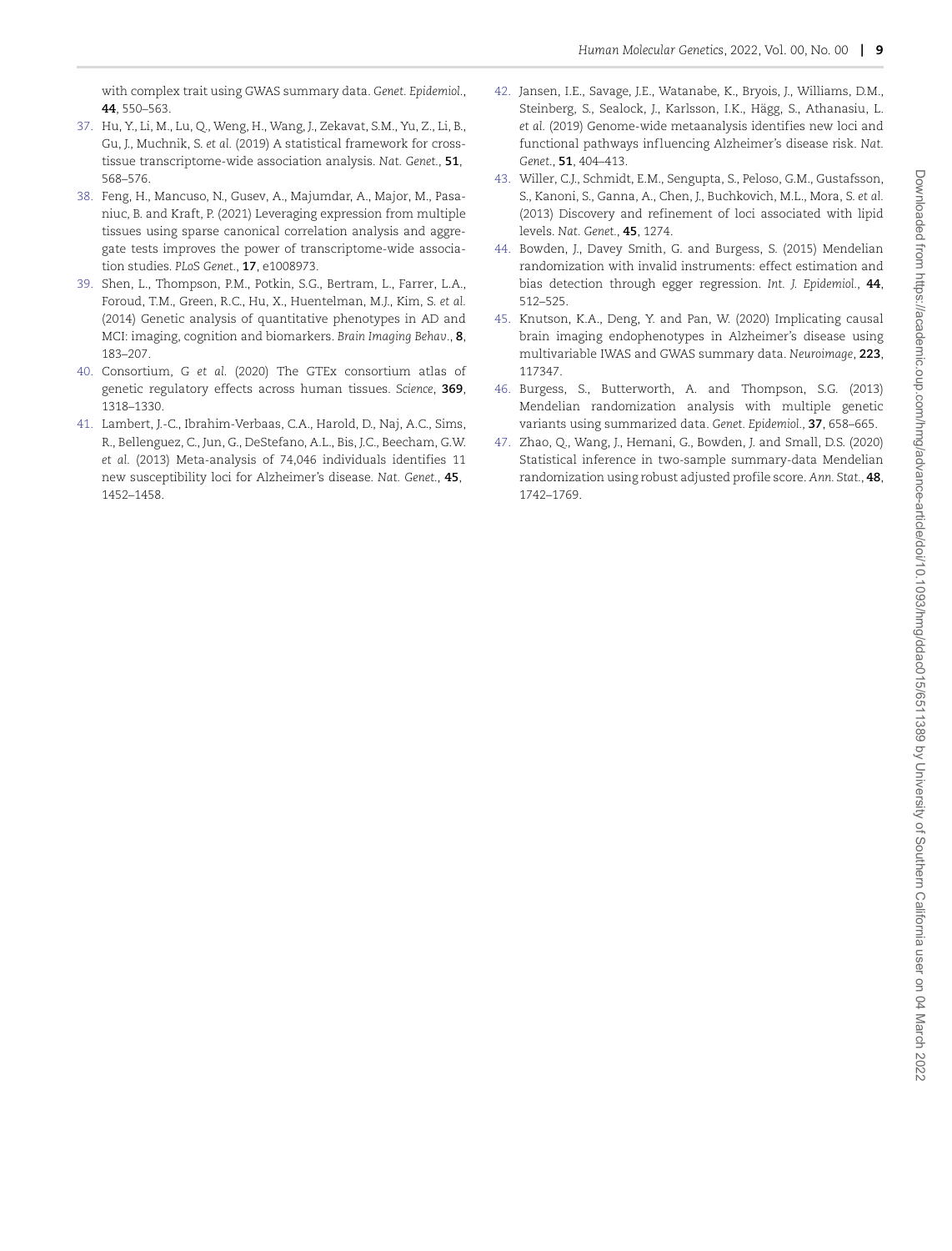with complex trait using GWAS summary data. *Genet. Epidemiol.*, **44**, 550–563.

37. Hu, Y., Li, M., Lu, Q., Weng, H., Wang, J., Zekavat, S.M., Yu, Z., Li, B., Gu, J., Muchnik, S. *et al.* (2019) A statistical framework for cross-tissue transcriptome-wide association analysis. *Nat. Genet.*, **51**, 568–576.
38. Feng, H., Mancuso, N., Gusev, A., Majumdar, A., Major, M., Pasaniuc, B. and Kraft, P. (2021) Leveraging expression from multiple tissues using sparse canonical correlation analysis and aggregate tests improves the power of transcriptome-wide association studies. *PLoS Genet.*, **17**, e1008973.
39. Shen, L., Thompson, P.M., Potkin, S.G., Bertram, L., Farrer, L.A., Foroud, T.M., Green, R.C., Hu, X., Huentelman, M.J., Kim, S. *et al.* (2014) Genetic analysis of quantitative phenotypes in AD and MCI: imaging, cognition and biomarkers. *Brain Imaging Behav.*, **8**, 183–207.
40. Consortium, G *et al.* (2020) The GTEx consortium atlas of genetic regulatory effects across human tissues. *Science*, **369**, 1318–1330.
41. Lambert, J.-C., Ibrahim-Verbaas, C.A., Harold, D., Naj, A.C., Sims, R., Bellenguez, C., Jun, G., DeStefano, A.L., Bis, J.C., Beecham, G.W. *et al.* (2013) Meta-analysis of 74,046 individuals identifies 11 new susceptibility loci for Alzheimer's disease. *Nat. Genet.*, **45**, 1452–1458.
42. Jansen, I.E., Savage, J.E., Watanabe, K., Bryois, J., Williams, D.M., Steinberg, S., Sealock, J., Karlsson, I.K., Hägg, S., Athanasiu, L. *et al.* (2019) Genome-wide metaanalysis identifies new loci and functional pathways influencing Alzheimer's disease risk. *Nat. Genet.*, **51**, 404–413.
43. Willer, C.J., Schmidt, E.M., Sengupta, S., Peloso, G.M., Gustafsson, S., Kanoni, S., Ganna, A., Chen, J., Buchkovich, M.L., Mora, S. *et al.* (2013) Discovery and refinement of loci associated with lipid levels. *Nat. Genet.*, **45**, 1274.
44. Bowden, J., Davey Smith, G. and Burgess, S. (2015) Mendelian randomization with invalid instruments: effect estimation and bias detection through egger regression. *Int. J. Epidemiol.*, **44**, 512–525.
45. Knutson, K.A., Deng, Y. and Pan, W. (2020) Implicating causal brain imaging endophenotypes in Alzheimer's disease using multivariable IWAS and GWAS summary data. *Neuroimage*, **223**, 117347.
46. Burgess, S., Butterworth, A. and Thompson, S.G. (2013) Mendelian randomization analysis with multiple genetic variants using summarized data. *Genet. Epidemiol.*, **37**, 658–665.
47. Zhao, Q., Wang, J., Hemani, G., Bowden, J. and Small, D.S. (2020) Statistical inference in two-sample summary-data Mendelian randomization using robust adjusted profile score. *Ann. Stat.*, **48**, 1742–1769.